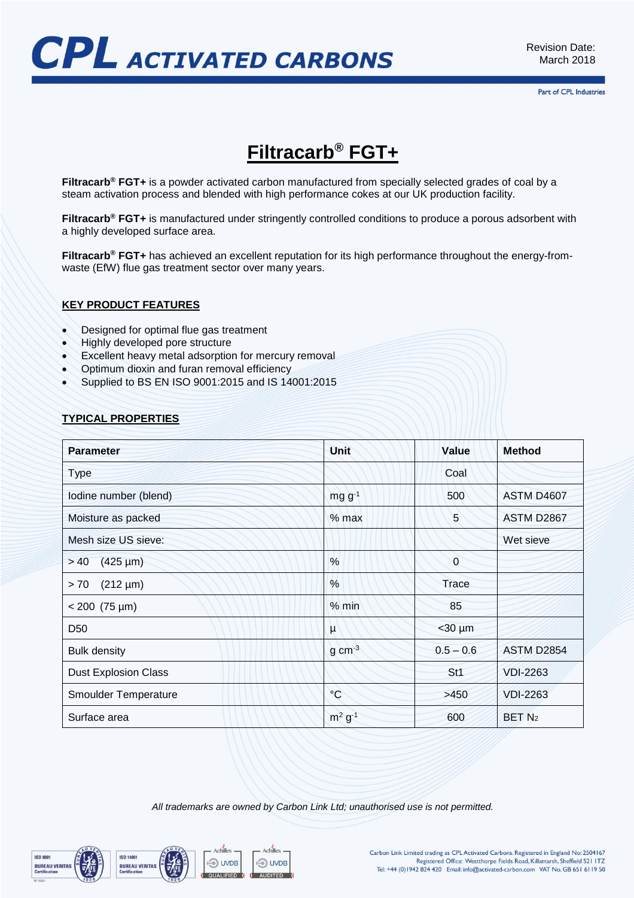# CPL ACTIVATED CARBONS

Revision Date: March 2018

Part of CPL Industries

# Filtracarb® FGT+

**Filtracarb® FGT+** is a powder activated carbon manufactured from specially selected grades of coal by a steam activation process and blended with high performance cokes at our UK production facility.

**Filtracarb® FGT+** is manufactured under stringently controlled conditions to produce a porous adsorbent with a highly developed surface area.

**Filtracarb® FGT+** has achieved an excellent reputation for its high performance throughout the energy-from-waste (EfW) flue gas treatment sector over many years.

## KEY PRODUCT FEATURES

- Designed for optimal flue gas treatment
- Highly developed pore structure
- Excellent heavy metal adsorption for mercury removal
- Optimum dioxin and furan removal efficiency
- Supplied to BS EN ISO 9001:2015 and IS 14001:2015

## TYPICAL PROPERTIES

| Parameter | Unit | Value | Method |
|---|---|---|---|
| Type | | Coal | |
| Iodine number (blend) | $mg\ g^{-1}$ | 500 | ASTM D4607 |
| Moisture as packed | % max | 5 | ASTM D2867 |
| Mesh size US sieve: | | | Wet sieve |
| > 40 (425 µm) | % | 0 | |
| > 70 (212 µm) | % | Trace | |
| < 200 (75 µm) | % min | 85 | |
| D50 | µ | <30 µm | |
| Bulk density | $g\ cm^{-3}$ | 0.5 – 0.6 | ASTM D2854 |
| Dust Explosion Class | | St1 | VDI-2263 |
| Smoulder Temperature | °C | >450 | VDI-2263 |
| Surface area | $m^2\ g^{-1}$ | 600 | BET $N_2$ |

*All trademarks are owned by Carbon Link Ltd; unauthorised use is not permitted.*

Carbon Link Limited trading as CPL Activated Carbons. Registered in England No: 2504167
Registered Office: Westthorpe Fields Road, Killamarsh, Sheffield S21 1TZ
Tel: +44 (0)1942 824 420 Email: info@activated-carbon.com VAT No. GB 651 61 19 50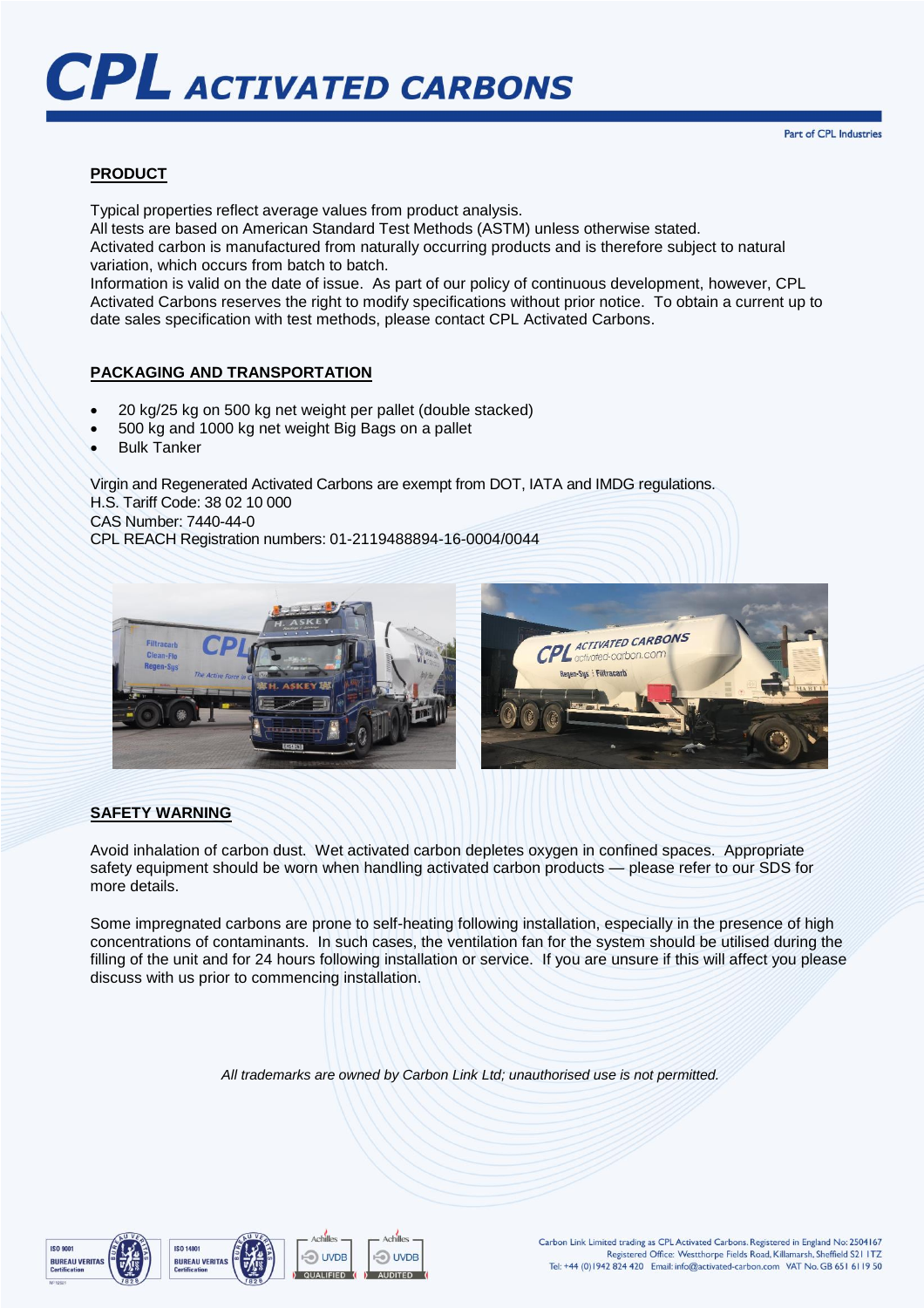# CPL ACTIVATED CARBONS

Part of CPL Industries

## PRODUCT

Typical properties reflect average values from product analysis.
All tests are based on American Standard Test Methods (ASTM) unless otherwise stated.
Activated carbon is manufactured from naturally occurring products and is therefore subject to natural variation, which occurs from batch to batch.
Information is valid on the date of issue. As part of our policy of continuous development, however, CPL Activated Carbons reserves the right to modify specifications without prior notice. To obtain a current up to date sales specification with test methods, please contact CPL Activated Carbons.

## PACKAGING AND TRANSPORTATION

- 20 kg/25 kg on 500 kg net weight per pallet (double stacked)
- 500 kg and 1000 kg net weight Big Bags on a pallet
- Bulk Tanker

Virgin and Regenerated Activated Carbons are exempt from DOT, IATA and IMDG regulations.
H.S. Tariff Code: 38 02 10 000
CAS Number: 7440-44-0
CPL REACH Registration numbers: 01-2119488894-16-0004/0044

## SAFETY WARNING

Avoid inhalation of carbon dust. Wet activated carbon depletes oxygen in confined spaces. Appropriate safety equipment should be worn when handling activated carbon products — please refer to our SDS for more details.

Some impregnated carbons are prone to self-heating following installation, especially in the presence of high concentrations of contaminants. In such cases, the ventilation fan for the system should be utilised during the filling of the unit and for 24 hours following installation or service. If you are unsure if this will affect you please discuss with us prior to commencing installation.

*All trademarks are owned by Carbon Link Ltd; unauthorised use is not permitted.*

Carbon Link Limited trading as CPL Activated Carbons. Registered in England No: 2504167
Registered Office: Westthorpe Fields Road, Killamarsh, Sheffield S21 1TZ
Tel: +44 (0)1942 824 420 Email: info@activated-carbon.com VAT No. GB 651 61 19 50